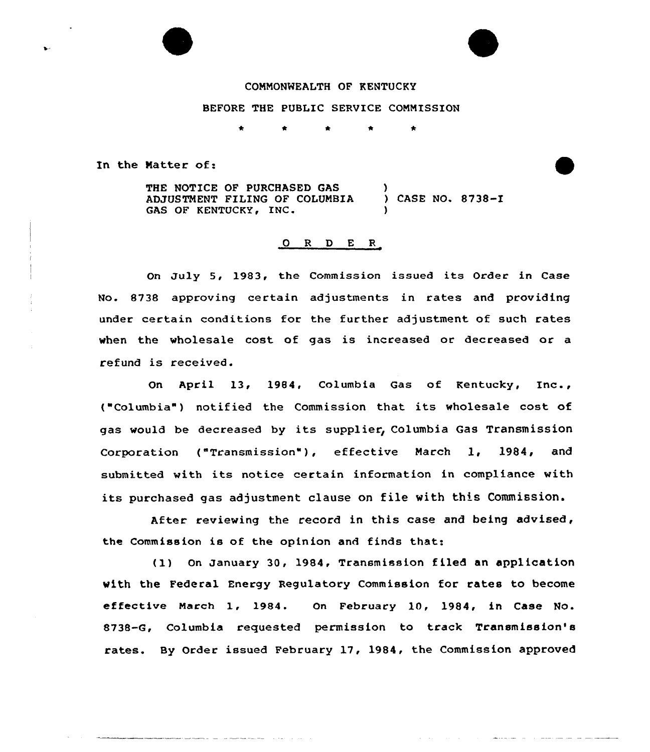COMMONWEALTH OF KENTUCKY

BEFORE THE PUBLIC SERVICE COMMISSION

\* \* \* \* \*

In the Matter of:

| | | |
|---|---|---|
| THE NOTICE OF PURCHASED GAS ADJUSTMENT FILING OF COLUMBIA GAS OF KENTUCKY, INC. | ) ) ) | CASE NO. 8738-I |

## O R D E R

On July 5, 1983, the Commission issued its Order in Case No. 8738 approving certain adjustments in rates and providing under certain conditions for the further adjustment of such rates when the wholesale cost of gas is increased or decreased or a refund is received.

On April 13, 1984, Columbia Gas of Kentucky, Inc., ("Columbia") notified the Commission that its wholesale cost of gas would be decreased by its supplier, Columbia Gas Transmission Corporation ("Transmission"), effective March 1, 1984, and submitted with its notice certain information in compliance with its purchased gas adjustment clause on file with this Commission.

After reviewing the record in this case and being advised, the Commission is of the opinion and finds that:

(1) On January 30, 1984, Transmission filed an application with the Federal Energy Regulatory Commission for rates to become effective March 1, 1984. On February 10, 1984, in Case No. 8738-G, Columbia requested permission to track Transmission's rates. By Order issued February 17, 1984, the Commission approved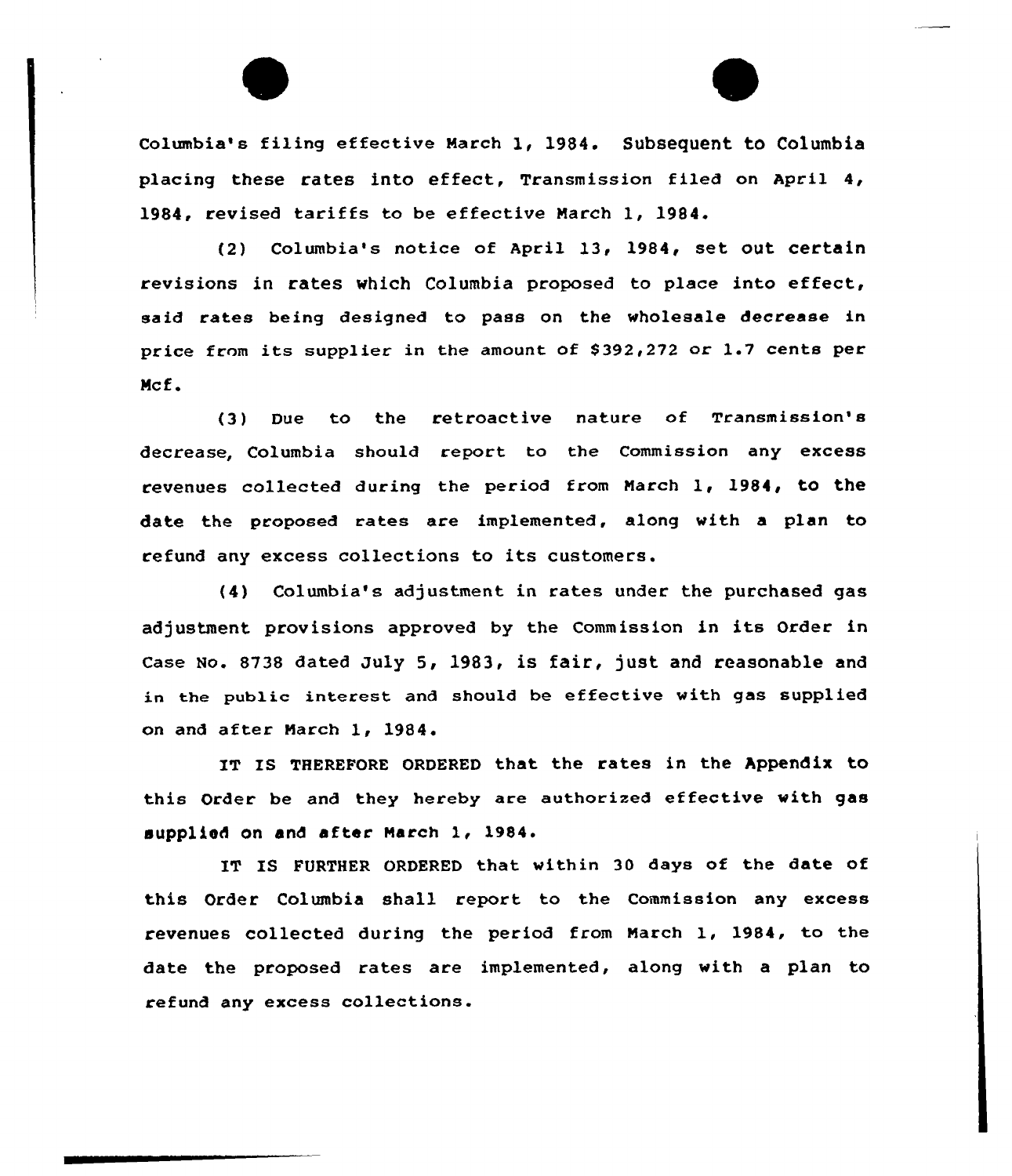Columbia's filing effective March 1, 1984. Subsequent to Columbia placing these rates into effect, Transmission filed on April 4, 1984, revised tariffs to be effective March 1, 1984.

(2) Columbia's notice of April 13, 1984, set out certain revisions in rates which Columbia proposed to place into effect, said rates being designed to pass on the wholesale decrease in price from its supplier in the amount of $392,272 or 1.7 cents per Mcf.

(3) Due to the retroactive nature of Transmission's decrease, Columbia should report to the Commission any excess revenues collected during the period from March 1, 1984, to the date the proposed rates are implemented, along with a plan to refund any excess collections to its customers.

(4) Columbia's adjustment in rates under the purchased gas adjustment provisions approved by the Commission in its Order in Case No. 8738 dated July 5, 1983, is fair, just and reasonable and in the public interest and should be effective with gas supplied on and after March 1, 1984.

IT IS THEREFORE ORDERED that the rates in the Appendix to this Order be and they hereby are authorized effective with gas supplied on and after March 1, 1984.

IT IS FURTHER ORDERED that within 30 days of the date of this Order Columbia shall report to the Commission any excess revenues collected during the period from March 1, 1984, to the date the proposed rates are implemented, along with a plan to refund any excess collections.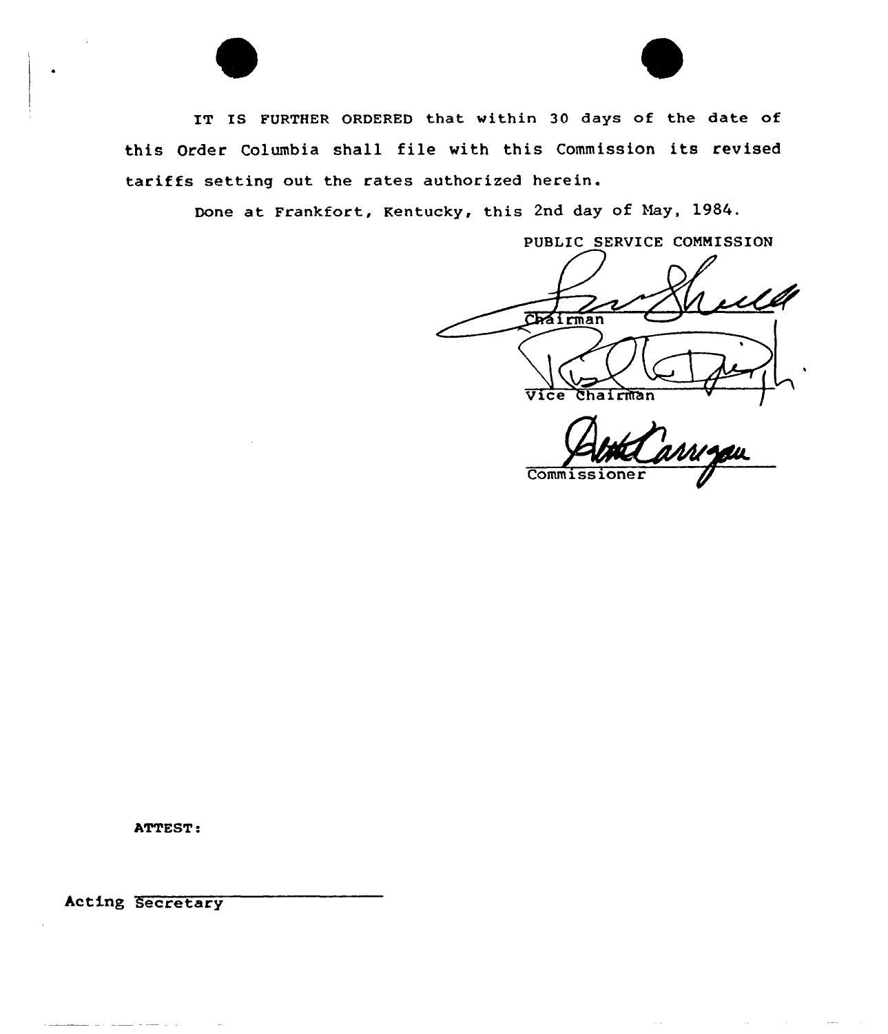IT IS FURTHER ORDERED that within 30 days of the date of this Order Columbia shall file with this Commission its revised tariffs setting out the rates authorized herein.

Done at Frankfort, Kentucky, this 2nd day of May, 1984.

PUBLIC SERVICE COMMISSION

Chairman

Vice Chairman

Commissioner

ATTEST:

Acting Secretary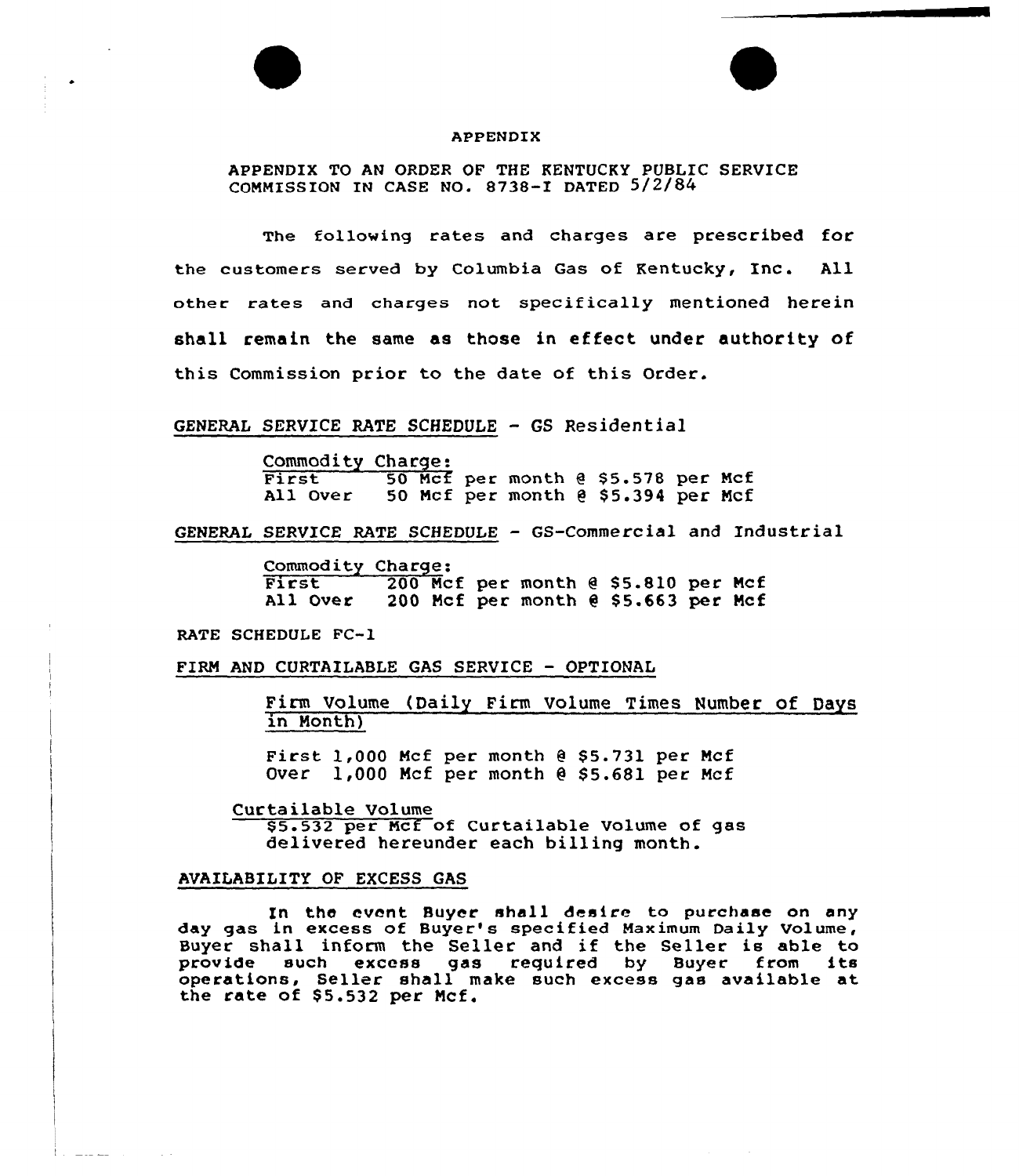# APPENDIX

APPENDIX TO AN ORDER OF THE KENTUCKY PUBLIC SERVICE COMMISSION IN CASE NO. 8738-I DATED 5/2/84

The following rates and charges are prescribed for the customers served by Columbia Gas of Kentucky, Inc. All other rates and charges not specifically mentioned herein shall remain the same as those in effect under authority of this Commission prior to the date of this Order.

GENERAL SERVICE RATE SCHEDULE - GS Residential

Commodity Charge:
First 50 Mcf per month @ $5.578 per Mcf
All Over 50 Mcf per month @ $5.394 per Mcf

GENERAL SERVICE RATE SCHEDULE - GS-Commercial and Industrial

Commodity Charge:
First 200 Mcf per month @ $5.810 per Mcf
All Over 200 Mcf per month @ $5.663 per Mcf

RATE SCHEDULE FC-1

FIRM AND CURTAILABLE GAS SERVICE - OPTIONAL

Firm Volume (Daily Firm Volume Times Number of Days in Month)

First 1,000 Mcf per month @ $5.731 per Mcf
Over 1,000 Mcf per month @ $5.681 per Mcf

Curtailable Volume
$5.532 per Mcf of Curtailable Volume of gas delivered hereunder each billing month.

AVAILABILITY OF EXCESS GAS

In the event Buyer shall desire to purchase on any day gas in excess of Buyer's specified Maximum Daily Volume, Buyer shall inform the Seller and if the Seller is able to provide such excess gas required by Buyer from its operations, Seller shall make such excess gas available at the rate of $5.532 per Mcf.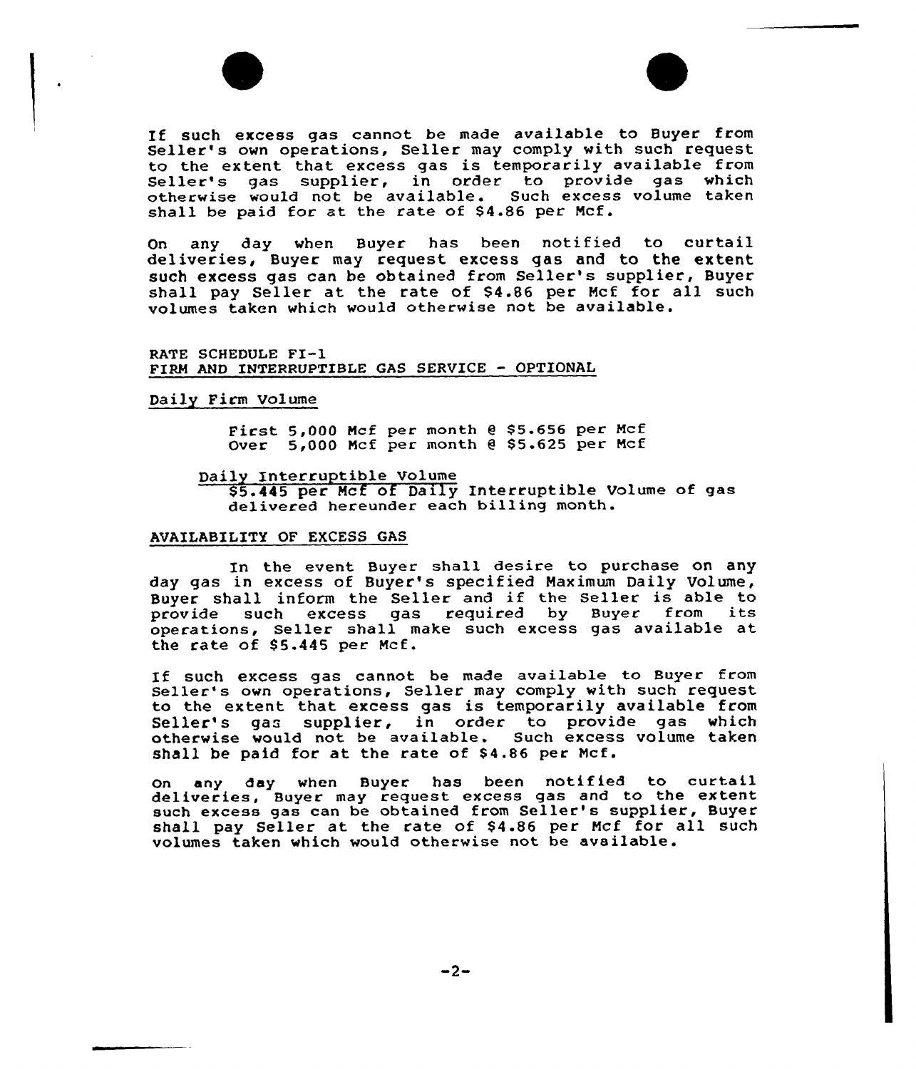If such excess gas cannot be made available to Buyer from Seller's own operations, Seller may comply with such request to the extent that excess gas is temporarily available from Seller's gas supplier, in order to provide gas which otherwise would not be available. Such excess volume taken shall be paid for at the rate of $4.86 per Mcf.

On any day when Buyer has been notified to curtail deliveries, Buyer may request excess gas and to the extent such excess gas can be obtained from Seller's supplier, Buyer shall pay Seller at the rate of $4.86 per Mcf for all such volumes taken which would otherwise not be available.

RATE SCHEDULE FI-1
<u>FIRM AND INTERRUPTIBLE GAS SERVICE - OPTIONAL</u>

<u>Daily Firm Volume</u>

First 5,000 Mcf per month @ $5.656 per Mcf
Over 5,000 Mcf per month @ $5.625 per Mcf

<u>Daily Interruptible Volume</u>
<u>$5.445 per Mcf of Daily</u> Interruptible Volume of gas delivered hereunder each billing month.

<u>AVAILABILITY OF EXCESS GAS</u>

In the event Buyer shall desire to purchase on any day gas in excess of Buyer's specified Maximum Daily Volume, Buyer shall inform the Seller and if the Seller is able to provide such excess gas required by Buyer from its operations, Seller shall make such excess gas available at the rate of $5.445 per Mcf.

If such excess gas cannot be made available to Buyer from Seller's own operations, Seller may comply with such request to the extent that excess gas is temporarily available from Seller's gas supplier, in order to provide gas which otherwise would not be available. Such excess volume taken shall be paid for at the rate of $4.86 per Mcf.

On any day when Buyer has been notified to curtail deliveries, Buyer may request excess gas and to the extent such excess gas can be obtained from Seller's supplier, Buyer shall pay Seller at the rate of $4.86 per Mcf for all such volumes taken which would otherwise not be available.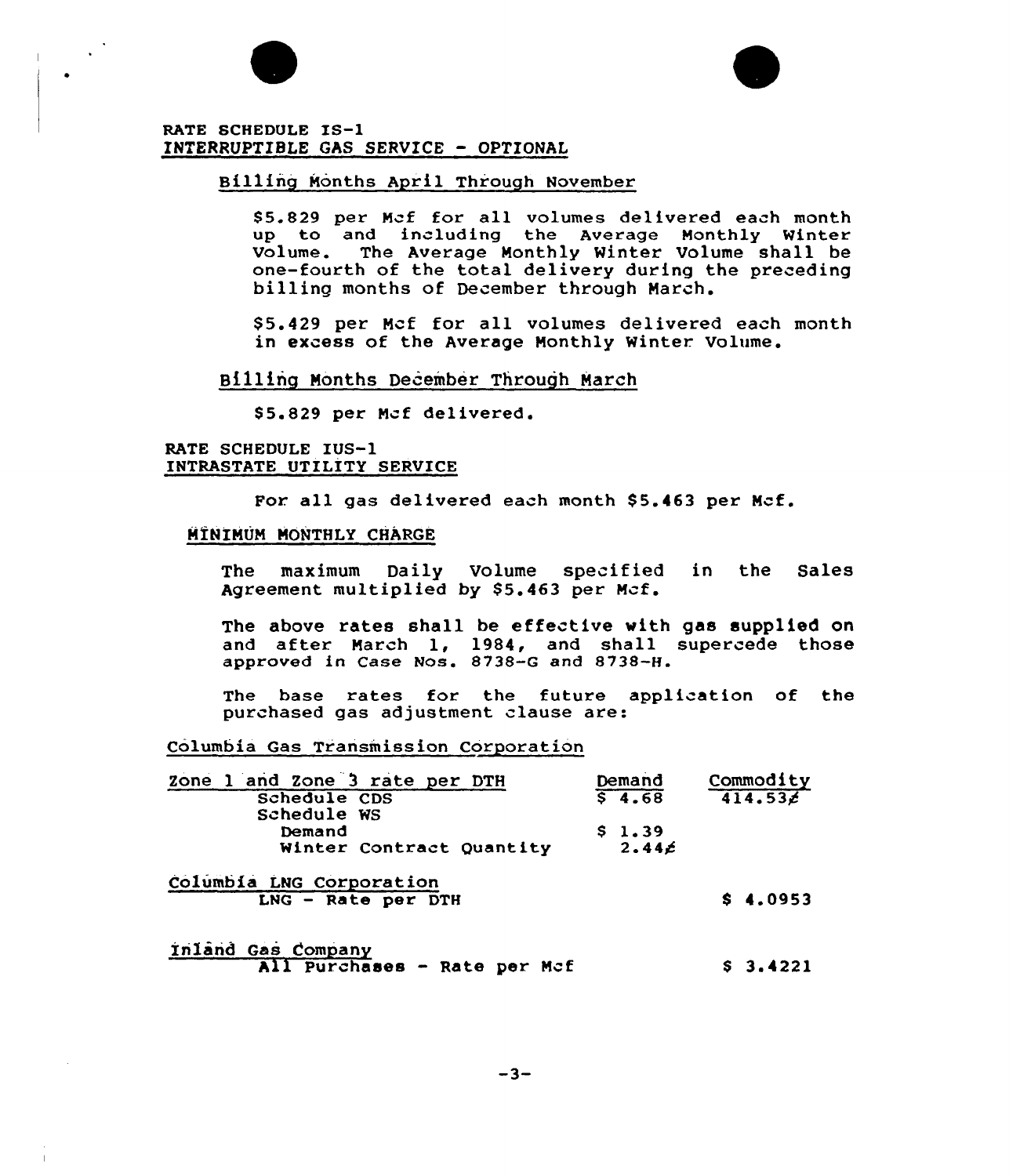RATE SCHEDULE IS-1
INTERRUPTIBLE GAS SERVICE - OPTIONAL

Billing Months April Through November

$5.829 per Mcf for all volumes delivered each month up to and including the Average Monthly Winter Volume. The Average Monthly Winter Volume shall be one-fourth of the total delivery during the preceding billing months of December through March.

$5.429 per Mcf for all volumes delivered each month in excess of the Average Monthly Winter Volume.

Billing Months December Through March

$5.829 per Mcf delivered.

RATE SCHEDULE IUS-1
INTRASTATE UTILITY SERVICE

For all gas delivered each month $5.463 per Mcf.

MINIMUM MONTHLY CHARGE

The maximum Daily Volume specified in the Sales Agreement multiplied by $5.463 per Mcf.

The above rates shall be effective with gas supplied on and after March 1, 1984, and shall supercede those approved in Case Nos. 8738-G and 8738-H.

The base rates for the future application of the purchased gas adjustment clause are:

Columbia Gas Transmission Corporation

| Zone 1 and Zone 3 rate per DTH | Demand | Commodity |
|---|---|---|
| Schedule CDS | $ 4.68 | 414.53¢ |
| Schedule WS | | |
| Demand | $ 1.39 | |
| Winter Contract Quantity | 2.44¢ | |

Columbia LNG Corporation

| | |
|---|---|
| LNG - Rate per DTH | $ 4.0953 |

Inland Gas Company

| | |
|---|---|
| All Purchases - Rate per Mcf | $ 3.4221 |